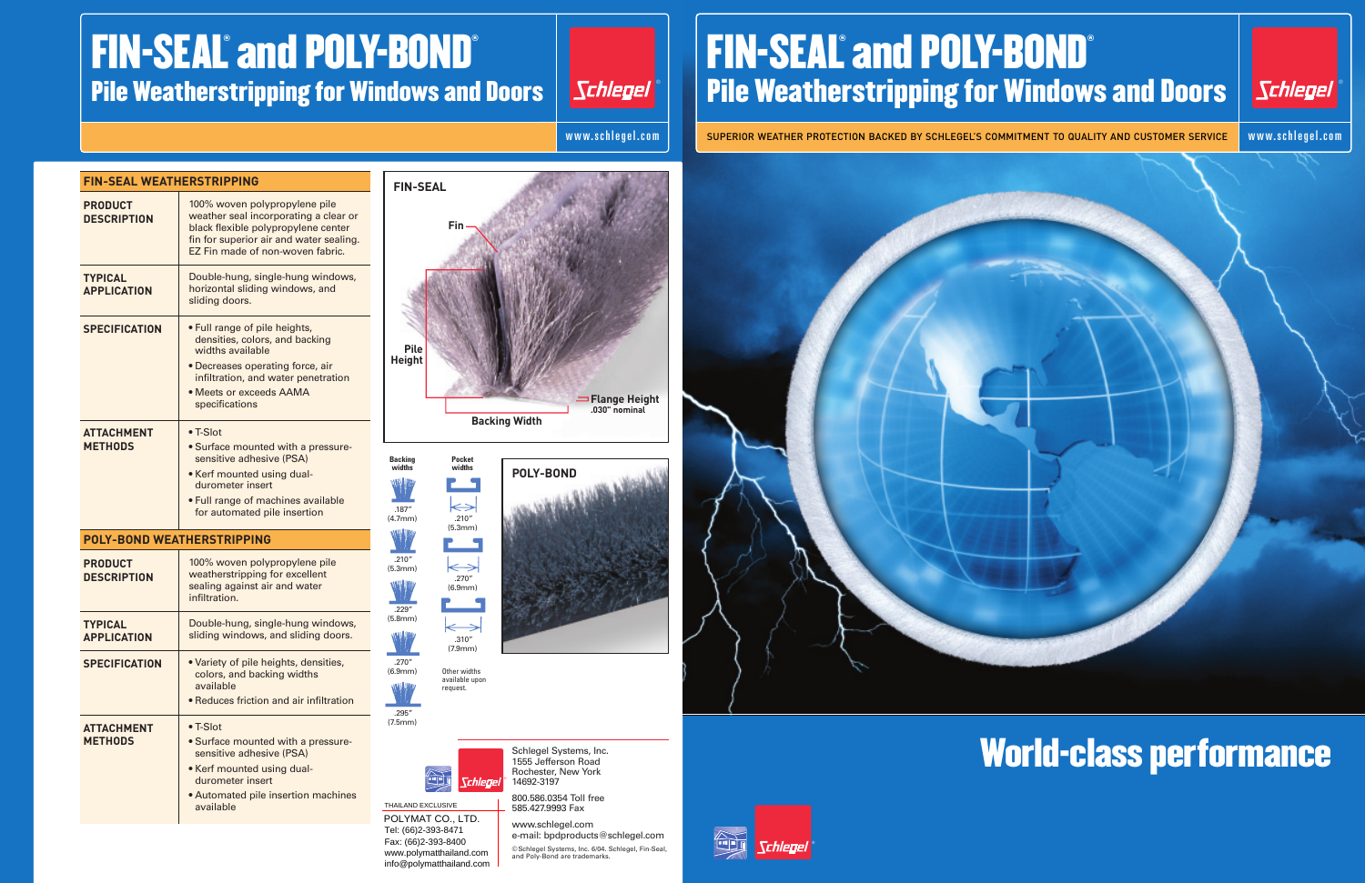# FIN-SEAL® and POLY-BOND®

## Pile Weatherstripping for Windows and Doors

www.schlegel.com

### FIN-SEAL WEATHERSTRIPPING

| | |
|---|---|
| **PRODUCT DESCRIPTION** | 100% woven polypropylene pile weather seal incorporating a clear or black flexible polypropylene center fin for superior air and water sealing. EZ Fin made of non-woven fabric. |
| **TYPICAL APPLICATION** | Double-hung, single-hung windows, horizontal sliding windows, and sliding doors. |
| **SPECIFICATION** | • Full range of pile heights, densities, colors, and backing widths available<br>• Decreases operating force, air infiltration, and water penetration<br>• Meets or exceeds AAMA specifications |
| **ATTACHMENT METHODS** | • T-Slot<br>• Surface mounted with a pressure-sensitive adhesive (PSA)<br>• Kerf mounted using dual-durometer insert<br>• Full range of machines available for automated pile insertion |

### POLY-BOND WEATHERSTRIPPING

| | |
|---|---|
| **PRODUCT DESCRIPTION** | 100% woven polypropylene pile weatherstripping for excellent sealing against air and water infiltration. |
| **TYPICAL APPLICATION** | Double-hung, single-hung windows, sliding windows, and sliding doors. |
| **SPECIFICATION** | • Variety of pile heights, densities, colors, and backing widths available<br>• Reduces friction and air infiltration |
| **ATTACHMENT METHODS** | • T-Slot<br>• Surface mounted with a pressure-sensitive adhesive (PSA)<br>• Kerf mounted using dual-durometer insert<br>• Automated pile insertion machines available |

**FIN-SEAL**

Fin

Pile Height

Flange Height .030" nominal

Backing Width

| Backing widths | Pocket widths |
|---|---|
| .187" (4.7mm) | .210" (5.3mm) |
| .210" (5.3mm) | .270" (6.9mm) |
| .229" (5.8mm) | .310" (7.9mm) |
| .270" (6.9mm) | Other widths available upon request. |
| .295" (7.5mm) | |

**POLY-BOND**

THAILAND EXCLUSIVE

POLYMAT CO., LTD.
Tel: (66)2-393-8471
Fax: (66)2-393-8400
www.polymatthailand.com
info@polymatthailand.com

Schlegel Systems, Inc.
1555 Jefferson Road
Rochester, New York
14692-3197

800.586.0354 Toll free
585.427.9993 Fax

www.schlegel.com
e-mail: bpdproducts@schlegel.com

© Schlegel Systems, Inc. 6/04. Schlegel, Fin-Seal, and Poly-Bond are trademarks.

# FIN-SEAL® and POLY-BOND®

## Pile Weatherstripping for Windows and Doors

SUPERIOR WEATHER PROTECTION BACKED BY SCHLEGEL'S COMMITMENT TO QUALITY AND CUSTOMER SERVICE

www.schlegel.com

## World-class performance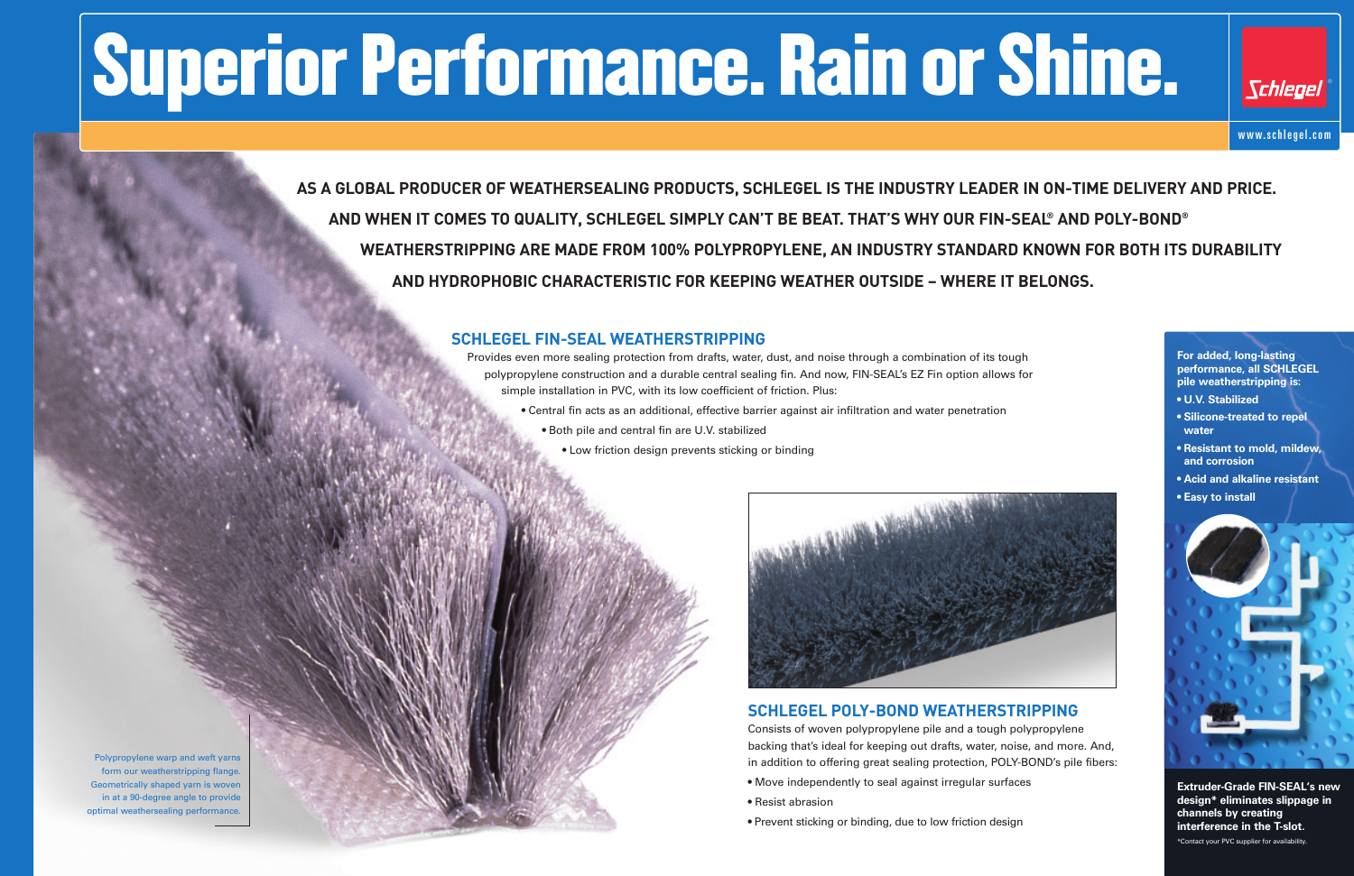# Superior Performance. Rain or Shine.

Schlegel

www.schlegel.com

AS A GLOBAL PRODUCER OF WEATHERSEALING PRODUCTS, SCHLEGEL IS THE INDUSTRY LEADER IN ON-TIME DELIVERY AND PRICE. AND WHEN IT COMES TO QUALITY, SCHLEGEL SIMPLY CAN'T BE BEAT. THAT'S WHY OUR FIN-SEAL® AND POLY-BOND® WEATHERSTRIPPING ARE MADE FROM 100% POLYPROPYLENE, AN INDUSTRY STANDARD KNOWN FOR BOTH ITS DURABILITY AND HYDROPHOBIC CHARACTERISTIC FOR KEEPING WEATHER OUTSIDE – WHERE IT BELONGS.

## SCHLEGEL FIN-SEAL WEATHERSTRIPPING

Provides even more sealing protection from drafts, water, dust, and noise through a combination of its tough polypropylene construction and a durable central sealing fin. And now, FIN-SEAL's EZ Fin option allows for simple installation in PVC, with its low coefficient of friction. Plus:

- Central fin acts as an additional, effective barrier against air infiltration and water penetration
- Both pile and central fin are U.V. stabilized
- Low friction design prevents sticking or binding

Polypropylene warp and weft yarns form our weatherstripping flange. Geometrically shaped yarn is woven in at a 90-degree angle to provide optimal weathersealing performance.

## SCHLEGEL POLY-BOND WEATHERSTRIPPING

Consists of woven polypropylene pile and a tough polypropylene backing that's ideal for keeping out drafts, water, noise, and more. And, in addition to offering great sealing protection, POLY-BOND's pile fibers:

- Move independently to seal against irregular surfaces
- Resist abrasion
- Prevent sticking or binding, due to low friction design

**For added, long-lasting performance, all SCHLEGEL pile weatherstripping is:**

- **U.V. Stabilized**
- **Silicone-treated to repel water**
- **Resistant to mold, mildew, and corrosion**
- **Acid and alkaline resistant**
- **Easy to install**

**Extruder-Grade FIN-SEAL's new design* eliminates slippage in channels by creating interference in the T-slot.**

*Contact your PVC supplier for availability.